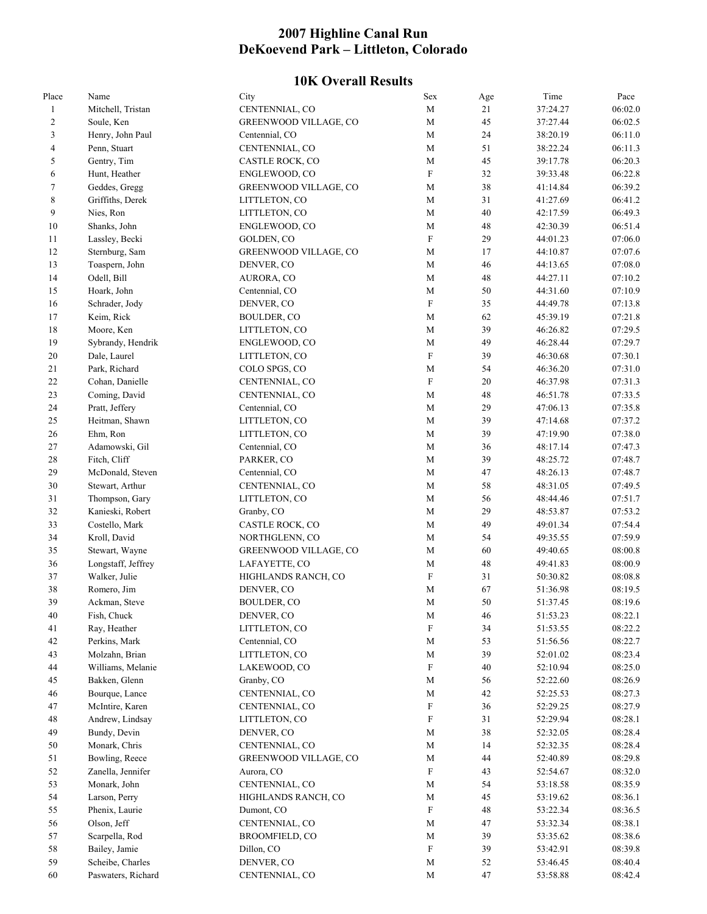# 2007 Highline Canal Run
# DeKoevend Park – Littleton, Colorado

## 10K Overall Results

| Place | Name | City | Sex | Age | Time | Pace |
|---|---|---|---|---|---|---|
| 1 | Mitchell, Tristan | CENTENNIAL, CO | M | 21 | 37:24.27 | 06:02.0 |
| 2 | Soule, Ken | GREENWOOD VILLAGE, CO | M | 45 | 37:27.44 | 06:02.5 |
| 3 | Henry, John Paul | Centennial, CO | M | 24 | 38:20.19 | 06:11.0 |
| 4 | Penn, Stuart | CENTENNIAL, CO | M | 51 | 38:22.24 | 06:11.3 |
| 5 | Gentry, Tim | CASTLE ROCK, CO | M | 45 | 39:17.78 | 06:20.3 |
| 6 | Hunt, Heather | ENGLEWOOD, CO | F | 32 | 39:33.48 | 06:22.8 |
| 7 | Geddes, Gregg | GREENWOOD VILLAGE, CO | M | 38 | 41:14.84 | 06:39.2 |
| 8 | Griffiths, Derek | LITTLETON, CO | M | 31 | 41:27.69 | 06:41.2 |
| 9 | Nies, Ron | LITTLETON, CO | M | 40 | 42:17.59 | 06:49.3 |
| 10 | Shanks, John | ENGLEWOOD, CO | M | 48 | 42:30.39 | 06:51.4 |
| 11 | Lassley, Becki | GOLDEN, CO | F | 29 | 44:01.23 | 07:06.0 |
| 12 | Sternburg, Sam | GREENWOOD VILLAGE, CO | M | 17 | 44:10.87 | 07:07.6 |
| 13 | Toaspern, John | DENVER, CO | M | 46 | 44:13.65 | 07:08.0 |
| 14 | Odell, Bill | AURORA, CO | M | 48 | 44:27.11 | 07:10.2 |
| 15 | Hoark, John | Centennial, CO | M | 50 | 44:31.60 | 07:10.9 |
| 16 | Schrader, Jody | DENVER, CO | F | 35 | 44:49.78 | 07:13.8 |
| 17 | Keim, Rick | BOULDER, CO | M | 62 | 45:39.19 | 07:21.8 |
| 18 | Moore, Ken | LITTLETON, CO | M | 39 | 46:26.82 | 07:29.5 |
| 19 | Sybrandy, Hendrik | ENGLEWOOD, CO | M | 49 | 46:28.44 | 07:29.7 |
| 20 | Dale, Laurel | LITTLETON, CO | F | 39 | 46:30.68 | 07:30.1 |
| 21 | Park, Richard | COLO SPGS, CO | M | 54 | 46:36.20 | 07:31.0 |
| 22 | Cohan, Danielle | CENTENNIAL, CO | F | 20 | 46:37.98 | 07:31.3 |
| 23 | Coming, David | CENTENNIAL, CO | M | 48 | 46:51.78 | 07:33.5 |
| 24 | Pratt, Jeffery | Centennial, CO | M | 29 | 47:06.13 | 07:35.8 |
| 25 | Heitman, Shawn | LITTLETON, CO | M | 39 | 47:14.68 | 07:37.2 |
| 26 | Ehm, Ron | LITTLETON, CO | M | 39 | 47:19.90 | 07:38.0 |
| 27 | Adamowski, Gil | Centennial, CO | M | 36 | 48:17.14 | 07:47.3 |
| 28 | Fitch, Cliff | PARKER, CO | M | 39 | 48:25.72 | 07:48.7 |
| 29 | McDonald, Steven | Centennial, CO | M | 47 | 48:26.13 | 07:48.7 |
| 30 | Stewart, Arthur | CENTENNIAL, CO | M | 58 | 48:31.05 | 07:49.5 |
| 31 | Thompson, Gary | LITTLETON, CO | M | 56 | 48:44.46 | 07:51.7 |
| 32 | Kanieski, Robert | Granby, CO | M | 29 | 48:53.87 | 07:53.2 |
| 33 | Costello, Mark | CASTLE ROCK, CO | M | 49 | 49:01.34 | 07:54.4 |
| 34 | Kroll, David | NORTHGLENN, CO | M | 54 | 49:35.55 | 07:59.9 |
| 35 | Stewart, Wayne | GREENWOOD VILLAGE, CO | M | 60 | 49:40.65 | 08:00.8 |
| 36 | Longstaff, Jeffrey | LAFAYETTE, CO | M | 48 | 49:41.83 | 08:00.9 |
| 37 | Walker, Julie | HIGHLANDS RANCH, CO | F | 31 | 50:30.82 | 08:08.8 |
| 38 | Romero, Jim | DENVER, CO | M | 67 | 51:36.98 | 08:19.5 |
| 39 | Ackman, Steve | BOULDER, CO | M | 50 | 51:37.45 | 08:19.6 |
| 40 | Fish, Chuck | DENVER, CO | M | 46 | 51:53.23 | 08:22.1 |
| 41 | Ray, Heather | LITTLETON, CO | F | 34 | 51:53.55 | 08:22.2 |
| 42 | Perkins, Mark | Centennial, CO | M | 53 | 51:56.56 | 08:22.7 |
| 43 | Molzahn, Brian | LITTLETON, CO | M | 39 | 52:01.02 | 08:23.4 |
| 44 | Williams, Melanie | LAKEWOOD, CO | F | 40 | 52:10.94 | 08:25.0 |
| 45 | Bakken, Glenn | Granby, CO | M | 56 | 52:22.60 | 08:26.9 |
| 46 | Bourque, Lance | CENTENNIAL, CO | M | 42 | 52:25.53 | 08:27.3 |
| 47 | McIntire, Karen | CENTENNIAL, CO | F | 36 | 52:29.25 | 08:27.9 |
| 48 | Andrew, Lindsay | LITTLETON, CO | F | 31 | 52:29.94 | 08:28.1 |
| 49 | Bundy, Devin | DENVER, CO | M | 38 | 52:32.05 | 08:28.4 |
| 50 | Monark, Chris | CENTENNIAL, CO | M | 14 | 52:32.35 | 08:28.4 |
| 51 | Bowling, Reece | GREENWOOD VILLAGE, CO | M | 44 | 52:40.89 | 08:29.8 |
| 52 | Zanella, Jennifer | Aurora, CO | F | 43 | 52:54.67 | 08:32.0 |
| 53 | Monark, John | CENTENNIAL, CO | M | 54 | 53:18.58 | 08:35.9 |
| 54 | Larson, Perry | HIGHLANDS RANCH, CO | M | 45 | 53:19.62 | 08:36.1 |
| 55 | Phenix, Laurie | Dumont, CO | F | 48 | 53:22.34 | 08:36.5 |
| 56 | Olson, Jeff | CENTENNIAL, CO | M | 47 | 53:32.34 | 08:38.1 |
| 57 | Scarpella, Rod | BROOMFIELD, CO | M | 39 | 53:35.62 | 08:38.6 |
| 58 | Bailey, Jamie | Dillon, CO | F | 39 | 53:42.91 | 08:39.8 |
| 59 | Scheibe, Charles | DENVER, CO | M | 52 | 53:46.45 | 08:40.4 |
| 60 | Paswaters, Richard | CENTENNIAL, CO | M | 47 | 53:58.88 | 08:42.4 |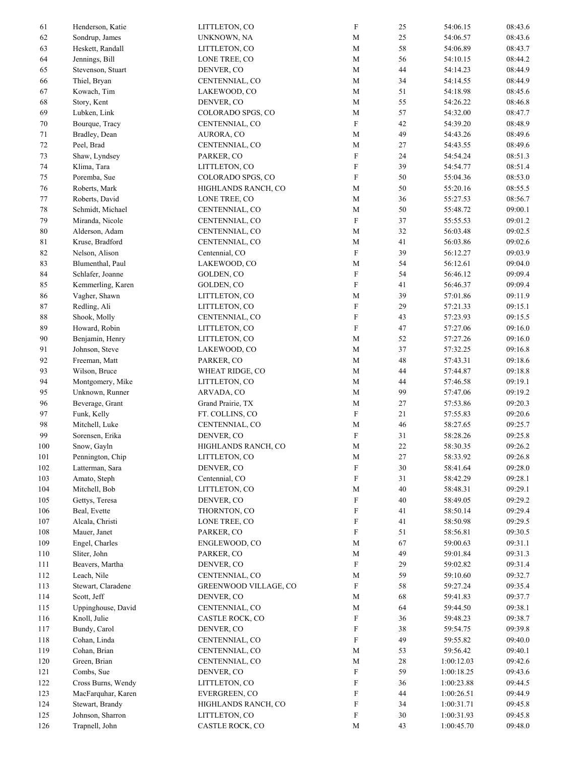| | | | | | | |
|---|---|---|---|---|---|---|
| 61 | Henderson, Katie | LITTLETON, CO | F | 25 | 54:06.15 | 08:43.6 |
| 62 | Sondrup, James | UNKNOWN, NA | M | 25 | 54:06.57 | 08:43.6 |
| 63 | Heskett, Randall | LITTLETON, CO | M | 58 | 54:06.89 | 08:43.7 |
| 64 | Jennings, Bill | LONE TREE, CO | M | 56 | 54:10.15 | 08:44.2 |
| 65 | Stevenson, Stuart | DENVER, CO | M | 44 | 54:14.23 | 08:44.9 |
| 66 | Thiel, Bryan | CENTENNIAL, CO | M | 34 | 54:14.55 | 08:44.9 |
| 67 | Kowach, Tim | LAKEWOOD, CO | M | 51 | 54:18.98 | 08:45.6 |
| 68 | Story, Kent | DENVER, CO | M | 55 | 54:26.22 | 08:46.8 |
| 69 | Lubken, Link | COLORADO SPGS, CO | M | 57 | 54:32.00 | 08:47.7 |
| 70 | Bourque, Tracy | CENTENNIAL, CO | F | 42 | 54:39.20 | 08:48.9 |
| 71 | Bradley, Dean | AURORA, CO | M | 49 | 54:43.26 | 08:49.6 |
| 72 | Peel, Brad | CENTENNIAL, CO | M | 27 | 54:43.55 | 08:49.6 |
| 73 | Shaw, Lyndsey | PARKER, CO | F | 24 | 54:54.24 | 08:51.3 |
| 74 | Klima, Tara | LITTLETON, CO | F | 39 | 54:54.77 | 08:51.4 |
| 75 | Poremba, Sue | COLORADO SPGS, CO | F | 50 | 55:04.36 | 08:53.0 |
| 76 | Roberts, Mark | HIGHLANDS RANCH, CO | M | 50 | 55:20.16 | 08:55.5 |
| 77 | Roberts, David | LONE TREE, CO | M | 36 | 55:27.53 | 08:56.7 |
| 78 | Schmidt, Michael | CENTENNIAL, CO | M | 50 | 55:48.72 | 09:00.1 |
| 79 | Miranda, Nicole | CENTENNIAL, CO | F | 37 | 55:55.53 | 09:01.2 |
| 80 | Alderson, Adam | CENTENNIAL, CO | M | 32 | 56:03.48 | 09:02.5 |
| 81 | Kruse, Bradford | CENTENNIAL, CO | M | 41 | 56:03.86 | 09:02.6 |
| 82 | Nelson, Alison | Centennial, CO | F | 39 | 56:12.27 | 09:03.9 |
| 83 | Blumenthal, Paul | LAKEWOOD, CO | M | 54 | 56:12.61 | 09:04.0 |
| 84 | Schlafer, Joanne | GOLDEN, CO | F | 54 | 56:46.12 | 09:09.4 |
| 85 | Kemmerling, Karen | GOLDEN, CO | F | 41 | 56:46.37 | 09:09.4 |
| 86 | Vagher, Shawn | LITTLETON, CO | M | 39 | 57:01.86 | 09:11.9 |
| 87 | Redling, Ali | LITTLETON, CO | F | 29 | 57:21.33 | 09:15.1 |
| 88 | Shook, Molly | CENTENNIAL, CO | F | 43 | 57:23.93 | 09:15.5 |
| 89 | Howard, Robin | LITTLETON, CO | F | 47 | 57:27.06 | 09:16.0 |
| 90 | Benjamin, Henry | LITTLETON, CO | M | 52 | 57:27.26 | 09:16.0 |
| 91 | Johnson, Steve | LAKEWOOD, CO | M | 37 | 57:32.25 | 09:16.8 |
| 92 | Freeman, Matt | PARKER, CO | M | 48 | 57:43.31 | 09:18.6 |
| 93 | Wilson, Bruce | WHEAT RIDGE, CO | M | 44 | 57:44.87 | 09:18.8 |
| 94 | Montgomery, Mike | LITTLETON, CO | M | 44 | 57:46.58 | 09:19.1 |
| 95 | Unknown, Runner | ARVADA, CO | M | 99 | 57:47.06 | 09:19.2 |
| 96 | Beverage, Grant | Grand Prairie, TX | M | 27 | 57:53.86 | 09:20.3 |
| 97 | Funk, Kelly | FT. COLLINS, CO | F | 21 | 57:55.83 | 09:20.6 |
| 98 | Mitchell, Luke | CENTENNIAL, CO | M | 46 | 58:27.65 | 09:25.7 |
| 99 | Sorensen, Erika | DENVER, CO | F | 31 | 58:28.26 | 09:25.8 |
| 100 | Snow, Gayln | HIGHLANDS RANCH, CO | M | 22 | 58:30.35 | 09:26.2 |
| 101 | Pennington, Chip | LITTLETON, CO | M | 27 | 58:33.92 | 09:26.8 |
| 102 | Latterman, Sara | DENVER, CO | F | 30 | 58:41.64 | 09:28.0 |
| 103 | Amato, Steph | Centennial, CO | F | 31 | 58:42.29 | 09:28.1 |
| 104 | Mitchell, Bob | LITTLETON, CO | M | 40 | 58:48.31 | 09:29.1 |
| 105 | Gettys, Teresa | DENVER, CO | F | 40 | 58:49.05 | 09:29.2 |
| 106 | Beal, Evette | THORNTON, CO | F | 41 | 58:50.14 | 09:29.4 |
| 107 | Alcala, Christi | LONE TREE, CO | F | 41 | 58:50.98 | 09:29.5 |
| 108 | Mauer, Janet | PARKER, CO | F | 51 | 58:56.81 | 09:30.5 |
| 109 | Engel, Charles | ENGLEWOOD, CO | M | 67 | 59:00.63 | 09:31.1 |
| 110 | Sliter, John | PARKER, CO | M | 49 | 59:01.84 | 09:31.3 |
| 111 | Beavers, Martha | DENVER, CO | F | 29 | 59:02.82 | 09:31.4 |
| 112 | Leach, Nile | CENTENNIAL, CO | M | 59 | 59:10.60 | 09:32.7 |
| 113 | Stewart, Claradene | GREENWOOD VILLAGE, CO | F | 58 | 59:27.24 | 09:35.4 |
| 114 | Scott, Jeff | DENVER, CO | M | 68 | 59:41.83 | 09:37.7 |
| 115 | Uppinghouse, David | CENTENNIAL, CO | M | 64 | 59:44.50 | 09:38.1 |
| 116 | Knoll, Julie | CASTLE ROCK, CO | F | 36 | 59:48.23 | 09:38.7 |
| 117 | Bundy, Carol | DENVER, CO | F | 38 | 59:54.75 | 09:39.8 |
| 118 | Cohan, Linda | CENTENNIAL, CO | F | 49 | 59:55.82 | 09:40.0 |
| 119 | Cohan, Brian | CENTENNIAL, CO | M | 53 | 59:56.42 | 09:40.1 |
| 120 | Green, Brian | CENTENNIAL, CO | M | 28 | 1:00:12.03 | 09:42.6 |
| 121 | Combs, Sue | DENVER, CO | F | 59 | 1:00:18.25 | 09:43.6 |
| 122 | Cross Burns, Wendy | LITTLETON, CO | F | 36 | 1:00:23.88 | 09:44.5 |
| 123 | MacFarquhar, Karen | EVERGREEN, CO | F | 44 | 1:00:26.51 | 09:44.9 |
| 124 | Stewart, Brandy | HIGHLANDS RANCH, CO | F | 34 | 1:00:31.71 | 09:45.8 |
| 125 | Johnson, Sharron | LITTLETON, CO | F | 30 | 1:00:31.93 | 09:45.8 |
| 126 | Trapnell, John | CASTLE ROCK, CO | M | 43 | 1:00:45.70 | 09:48.0 |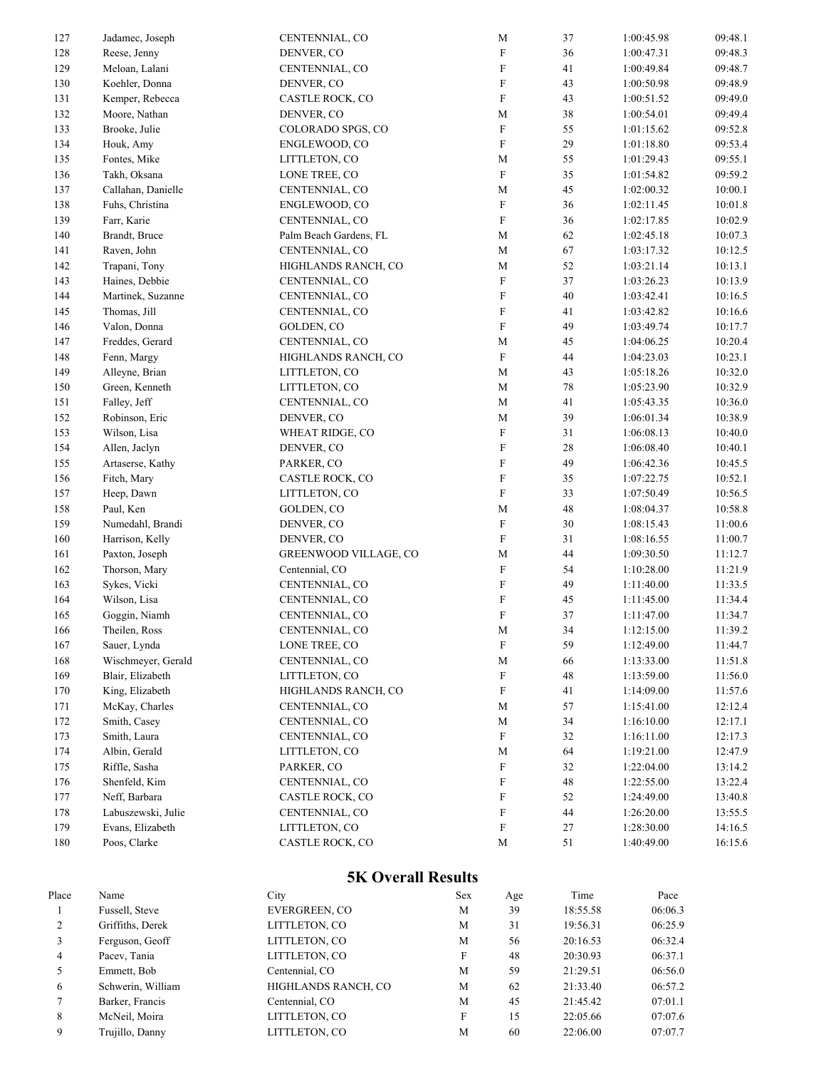| | | | | | | |
|---|---|---|---|---|---|---|
| 127 | Jadamec, Joseph | CENTENNIAL, CO | M | 37 | 1:00:45.98 | 09:48.1 |
| 128 | Reese, Jenny | DENVER, CO | F | 36 | 1:00:47.31 | 09:48.3 |
| 129 | Meloan, Lalani | CENTENNIAL, CO | F | 41 | 1:00:49.84 | 09:48.7 |
| 130 | Koehler, Donna | DENVER, CO | F | 43 | 1:00:50.98 | 09:48.9 |
| 131 | Kemper, Rebecca | CASTLE ROCK, CO | F | 43 | 1:00:51.52 | 09:49.0 |
| 132 | Moore, Nathan | DENVER, CO | M | 38 | 1:00:54.01 | 09:49.4 |
| 133 | Brooke, Julie | COLORADO SPGS, CO | F | 55 | 1:01:15.62 | 09:52.8 |
| 134 | Houk, Amy | ENGLEWOOD, CO | F | 29 | 1:01:18.80 | 09:53.4 |
| 135 | Fontes, Mike | LITTLETON, CO | M | 55 | 1:01:29.43 | 09:55.1 |
| 136 | Takh, Oksana | LONE TREE, CO | F | 35 | 1:01:54.82 | 09:59.2 |
| 137 | Callahan, Danielle | CENTENNIAL, CO | M | 45 | 1:02:00.32 | 10:00.1 |
| 138 | Fuhs, Christina | ENGLEWOOD, CO | F | 36 | 1:02:11.45 | 10:01.8 |
| 139 | Farr, Karie | CENTENNIAL, CO | F | 36 | 1:02:17.85 | 10:02.9 |
| 140 | Brandt, Bruce | Palm Beach Gardens, FL | M | 62 | 1:02:45.18 | 10:07.3 |
| 141 | Raven, John | CENTENNIAL, CO | M | 67 | 1:03:17.32 | 10:12.5 |
| 142 | Trapani, Tony | HIGHLANDS RANCH, CO | M | 52 | 1:03:21.14 | 10:13.1 |
| 143 | Haines, Debbie | CENTENNIAL, CO | F | 37 | 1:03:26.23 | 10:13.9 |
| 144 | Martinek, Suzanne | CENTENNIAL, CO | F | 40 | 1:03:42.41 | 10:16.5 |
| 145 | Thomas, Jill | CENTENNIAL, CO | F | 41 | 1:03:42.82 | 10:16.6 |
| 146 | Valon, Donna | GOLDEN, CO | F | 49 | 1:03:49.74 | 10:17.7 |
| 147 | Freddes, Gerard | CENTENNIAL, CO | M | 45 | 1:04:06.25 | 10:20.4 |
| 148 | Fenn, Margy | HIGHLANDS RANCH, CO | F | 44 | 1:04:23.03 | 10:23.1 |
| 149 | Alleyne, Brian | LITTLETON, CO | M | 43 | 1:05:18.26 | 10:32.0 |
| 150 | Green, Kenneth | LITTLETON, CO | M | 78 | 1:05:23.90 | 10:32.9 |
| 151 | Falley, Jeff | CENTENNIAL, CO | M | 41 | 1:05:43.35 | 10:36.0 |
| 152 | Robinson, Eric | DENVER, CO | M | 39 | 1:06:01.34 | 10:38.9 |
| 153 | Wilson, Lisa | WHEAT RIDGE, CO | F | 31 | 1:06:08.13 | 10:40.0 |
| 154 | Allen, Jaclyn | DENVER, CO | F | 28 | 1:06:08.40 | 10:40.1 |
| 155 | Artaserse, Kathy | PARKER, CO | F | 49 | 1:06:42.36 | 10:45.5 |
| 156 | Fitch, Mary | CASTLE ROCK, CO | F | 35 | 1:07:22.75 | 10:52.1 |
| 157 | Heep, Dawn | LITTLETON, CO | F | 33 | 1:07:50.49 | 10:56.5 |
| 158 | Paul, Ken | GOLDEN, CO | M | 48 | 1:08:04.37 | 10:58.8 |
| 159 | Numedahl, Brandi | DENVER, CO | F | 30 | 1:08:15.43 | 11:00.6 |
| 160 | Harrison, Kelly | DENVER, CO | F | 31 | 1:08:16.55 | 11:00.7 |
| 161 | Paxton, Joseph | GREENWOOD VILLAGE, CO | M | 44 | 1:09:30.50 | 11:12.7 |
| 162 | Thorson, Mary | Centennial, CO | F | 54 | 1:10:28.00 | 11:21.9 |
| 163 | Sykes, Vicki | CENTENNIAL, CO | F | 49 | 1:11:40.00 | 11:33.5 |
| 164 | Wilson, Lisa | CENTENNIAL, CO | F | 45 | 1:11:45.00 | 11:34.4 |
| 165 | Goggin, Niamh | CENTENNIAL, CO | F | 37 | 1:11:47.00 | 11:34.7 |
| 166 | Theilen, Ross | CENTENNIAL, CO | M | 34 | 1:12:15.00 | 11:39.2 |
| 167 | Sauer, Lynda | LONE TREE, CO | F | 59 | 1:12:49.00 | 11:44.7 |
| 168 | Wischmeyer, Gerald | CENTENNIAL, CO | M | 66 | 1:13:33.00 | 11:51.8 |
| 169 | Blair, Elizabeth | LITTLETON, CO | F | 48 | 1:13:59.00 | 11:56.0 |
| 170 | King, Elizabeth | HIGHLANDS RANCH, CO | F | 41 | 1:14:09.00 | 11:57.6 |
| 171 | McKay, Charles | CENTENNIAL, CO | M | 57 | 1:15:41.00 | 12:12.4 |
| 172 | Smith, Casey | CENTENNIAL, CO | M | 34 | 1:16:10.00 | 12:17.1 |
| 173 | Smith, Laura | CENTENNIAL, CO | F | 32 | 1:16:11.00 | 12:17.3 |
| 174 | Albin, Gerald | LITTLETON, CO | M | 64 | 1:19:21.00 | 12:47.9 |
| 175 | Riffle, Sasha | PARKER, CO | F | 32 | 1:22:04.00 | 13:14.2 |
| 176 | Shenfeld, Kim | CENTENNIAL, CO | F | 48 | 1:22:55.00 | 13:22.4 |
| 177 | Neff, Barbara | CASTLE ROCK, CO | F | 52 | 1:24:49.00 | 13:40.8 |
| 178 | Labuszewski, Julie | CENTENNIAL, CO | F | 44 | 1:26:20.00 | 13:55.5 |
| 179 | Evans, Elizabeth | LITTLETON, CO | F | 27 | 1:28:30.00 | 14:16.5 |
| 180 | Poos, Clarke | CASTLE ROCK, CO | M | 51 | 1:40:49.00 | 16:15.6 |

## 5K Overall Results

| Place | Name | City | Sex | Age | Time | Pace |
|---|---|---|---|---|---|---|
| 1 | Fussell, Steve | EVERGREEN, CO | M | 39 | 18:55.58 | 06:06.3 |
| 2 | Griffiths, Derek | LITTLETON, CO | M | 31 | 19:56.31 | 06:25.9 |
| 3 | Ferguson, Geoff | LITTLETON, CO | M | 56 | 20:16.53 | 06:32.4 |
| 4 | Pacev, Tania | LITTLETON, CO | F | 48 | 20:30.93 | 06:37.1 |
| 5 | Emmett, Bob | Centennial, CO | M | 59 | 21:29.51 | 06:56.0 |
| 6 | Schwerin, William | HIGHLANDS RANCH, CO | M | 62 | 21:33.40 | 06:57.2 |
| 7 | Barker, Francis | Centennial, CO | M | 45 | 21:45.42 | 07:01.1 |
| 8 | McNeil, Moira | LITTLETON, CO | F | 15 | 22:05.66 | 07:07.6 |
| 9 | Trujillo, Danny | LITTLETON, CO | M | 60 | 22:06.00 | 07:07.7 |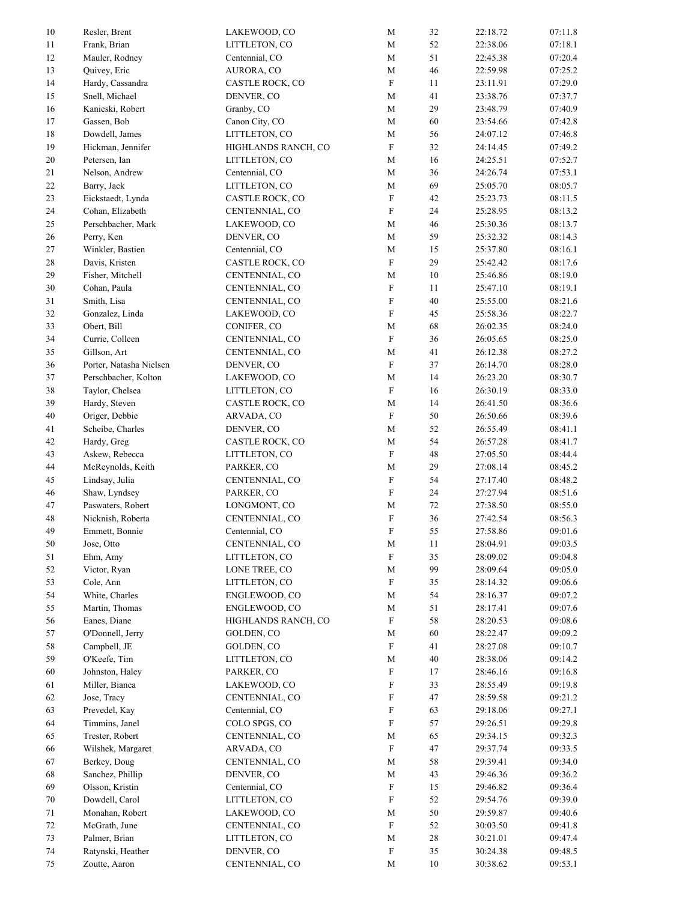| | | | | | | |
|---|---|---|---|---|---|---|
| 10 | Resler, Brent | LAKEWOOD, CO | M | 32 | 22:18.72 | 07:11.8 |
| 11 | Frank, Brian | LITTLETON, CO | M | 52 | 22:38.06 | 07:18.1 |
| 12 | Mauler, Rodney | Centennial, CO | M | 51 | 22:45.38 | 07:20.4 |
| 13 | Quivey, Eric | AURORA, CO | M | 46 | 22:59.98 | 07:25.2 |
| 14 | Hardy, Cassandra | CASTLE ROCK, CO | F | 11 | 23:11.91 | 07:29.0 |
| 15 | Snell, Michael | DENVER, CO | M | 41 | 23:38.76 | 07:37.7 |
| 16 | Kanieski, Robert | Granby, CO | M | 29 | 23:48.79 | 07:40.9 |
| 17 | Gassen, Bob | Canon City, CO | M | 60 | 23:54.66 | 07:42.8 |
| 18 | Dowdell, James | LITTLETON, CO | M | 56 | 24:07.12 | 07:46.8 |
| 19 | Hickman, Jennifer | HIGHLANDS RANCH, CO | F | 32 | 24:14.45 | 07:49.2 |
| 20 | Petersen, Ian | LITTLETON, CO | M | 16 | 24:25.51 | 07:52.7 |
| 21 | Nelson, Andrew | Centennial, CO | M | 36 | 24:26.74 | 07:53.1 |
| 22 | Barry, Jack | LITTLETON, CO | M | 69 | 25:05.70 | 08:05.7 |
| 23 | Eickstaedt, Lynda | CASTLE ROCK, CO | F | 42 | 25:23.73 | 08:11.5 |
| 24 | Cohan, Elizabeth | CENTENNIAL, CO | F | 24 | 25:28.95 | 08:13.2 |
| 25 | Perschbacher, Mark | LAKEWOOD, CO | M | 46 | 25:30.36 | 08:13.7 |
| 26 | Perry, Ken | DENVER, CO | M | 59 | 25:32.32 | 08:14.3 |
| 27 | Winkler, Bastien | Centennial, CO | M | 15 | 25:37.80 | 08:16.1 |
| 28 | Davis, Kristen | CASTLE ROCK, CO | F | 29 | 25:42.42 | 08:17.6 |
| 29 | Fisher, Mitchell | CENTENNIAL, CO | M | 10 | 25:46.86 | 08:19.0 |
| 30 | Cohan, Paula | CENTENNIAL, CO | F | 11 | 25:47.10 | 08:19.1 |
| 31 | Smith, Lisa | CENTENNIAL, CO | F | 40 | 25:55.00 | 08:21.6 |
| 32 | Gonzalez, Linda | LAKEWOOD, CO | F | 45 | 25:58.36 | 08:22.7 |
| 33 | Obert, Bill | CONIFER, CO | M | 68 | 26:02.35 | 08:24.0 |
| 34 | Currie, Colleen | CENTENNIAL, CO | F | 36 | 26:05.65 | 08:25.0 |
| 35 | Gillson, Art | CENTENNIAL, CO | M | 41 | 26:12.38 | 08:27.2 |
| 36 | Porter, Natasha Nielsen | DENVER, CO | F | 37 | 26:14.70 | 08:28.0 |
| 37 | Perschbacher, Kolton | LAKEWOOD, CO | M | 14 | 26:23.20 | 08:30.7 |
| 38 | Taylor, Chelsea | LITTLETON, CO | F | 16 | 26:30.19 | 08:33.0 |
| 39 | Hardy, Steven | CASTLE ROCK, CO | M | 14 | 26:41.50 | 08:36.6 |
| 40 | Origer, Debbie | ARVADA, CO | F | 50 | 26:50.66 | 08:39.6 |
| 41 | Scheibe, Charles | DENVER, CO | M | 52 | 26:55.49 | 08:41.1 |
| 42 | Hardy, Greg | CASTLE ROCK, CO | M | 54 | 26:57.28 | 08:41.7 |
| 43 | Askew, Rebecca | LITTLETON, CO | F | 48 | 27:05.50 | 08:44.4 |
| 44 | McReynolds, Keith | PARKER, CO | M | 29 | 27:08.14 | 08:45.2 |
| 45 | Lindsay, Julia | CENTENNIAL, CO | F | 54 | 27:17.40 | 08:48.2 |
| 46 | Shaw, Lyndsey | PARKER, CO | F | 24 | 27:27.94 | 08:51.6 |
| 47 | Paswaters, Robert | LONGMONT, CO | M | 72 | 27:38.50 | 08:55.0 |
| 48 | Nicknish, Roberta | CENTENNIAL, CO | F | 36 | 27:42.54 | 08:56.3 |
| 49 | Emmett, Bonnie | Centennial, CO | F | 55 | 27:58.86 | 09:01.6 |
| 50 | Jose, Otto | CENTENNIAL, CO | M | 11 | 28:04.91 | 09:03.5 |
| 51 | Ehm, Amy | LITTLETON, CO | F | 35 | 28:09.02 | 09:04.8 |
| 52 | Victor, Ryan | LONE TREE, CO | M | 99 | 28:09.64 | 09:05.0 |
| 53 | Cole, Ann | LITTLETON, CO | F | 35 | 28:14.32 | 09:06.6 |
| 54 | White, Charles | ENGLEWOOD, CO | M | 54 | 28:16.37 | 09:07.2 |
| 55 | Martin, Thomas | ENGLEWOOD, CO | M | 51 | 28:17.41 | 09:07.6 |
| 56 | Eanes, Diane | HIGHLANDS RANCH, CO | F | 58 | 28:20.53 | 09:08.6 |
| 57 | O'Donnell, Jerry | GOLDEN, CO | M | 60 | 28:22.47 | 09:09.2 |
| 58 | Campbell, JE | GOLDEN, CO | F | 41 | 28:27.08 | 09:10.7 |
| 59 | O'Keefe, Tim | LITTLETON, CO | M | 40 | 28:38.06 | 09:14.2 |
| 60 | Johnston, Haley | PARKER, CO | F | 17 | 28:46.16 | 09:16.8 |
| 61 | Miller, Bianca | LAKEWOOD, CO | F | 33 | 28:55.49 | 09:19.8 |
| 62 | Jose, Tracy | CENTENNIAL, CO | F | 47 | 28:59.58 | 09:21.2 |
| 63 | Prevedel, Kay | Centennial, CO | F | 63 | 29:18.06 | 09:27.1 |
| 64 | Timmins, Janel | COLO SPGS, CO | F | 57 | 29:26.51 | 09:29.8 |
| 65 | Trester, Robert | CENTENNIAL, CO | M | 65 | 29:34.15 | 09:32.3 |
| 66 | Wilshek, Margaret | ARVADA, CO | F | 47 | 29:37.74 | 09:33.5 |
| 67 | Berkey, Doug | CENTENNIAL, CO | M | 58 | 29:39.41 | 09:34.0 |
| 68 | Sanchez, Phillip | DENVER, CO | M | 43 | 29:46.36 | 09:36.2 |
| 69 | Olsson, Kristin | Centennial, CO | F | 15 | 29:46.82 | 09:36.4 |
| 70 | Dowdell, Carol | LITTLETON, CO | F | 52 | 29:54.76 | 09:39.0 |
| 71 | Monahan, Robert | LAKEWOOD, CO | M | 50 | 29:59.87 | 09:40.6 |
| 72 | McGrath, June | CENTENNIAL, CO | F | 52 | 30:03.50 | 09:41.8 |
| 73 | Palmer, Brian | LITTLETON, CO | M | 28 | 30:21.01 | 09:47.4 |
| 74 | Ratynski, Heather | DENVER, CO | F | 35 | 30:24.38 | 09:48.5 |
| 75 | Zoutte, Aaron | CENTENNIAL, CO | M | 10 | 30:38.62 | 09:53.1 |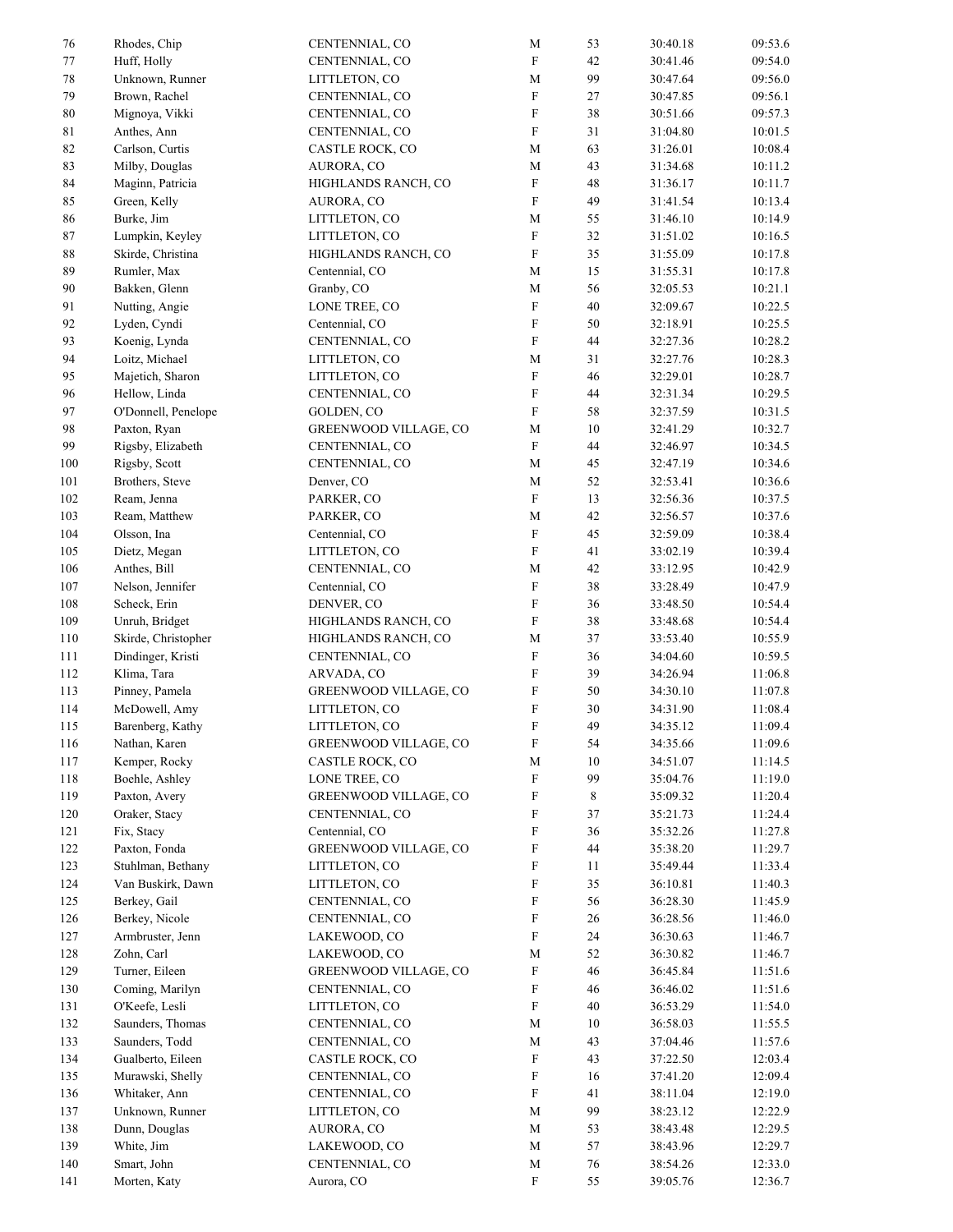| | | | | | | |
|---|---|---|---|---|---|---|
| 76 | Rhodes, Chip | CENTENNIAL, CO | M | 53 | 30:40.18 | 09:53.6 |
| 77 | Huff, Holly | CENTENNIAL, CO | F | 42 | 30:41.46 | 09:54.0 |
| 78 | Unknown, Runner | LITTLETON, CO | M | 99 | 30:47.64 | 09:56.0 |
| 79 | Brown, Rachel | CENTENNIAL, CO | F | 27 | 30:47.85 | 09:56.1 |
| 80 | Mignoya, Vikki | CENTENNIAL, CO | F | 38 | 30:51.66 | 09:57.3 |
| 81 | Anthes, Ann | CENTENNIAL, CO | F | 31 | 31:04.80 | 10:01.5 |
| 82 | Carlson, Curtis | CASTLE ROCK, CO | M | 63 | 31:26.01 | 10:08.4 |
| 83 | Milby, Douglas | AURORA, CO | M | 43 | 31:34.68 | 10:11.2 |
| 84 | Maginn, Patricia | HIGHLANDS RANCH, CO | F | 48 | 31:36.17 | 10:11.7 |
| 85 | Green, Kelly | AURORA, CO | F | 49 | 31:41.54 | 10:13.4 |
| 86 | Burke, Jim | LITTLETON, CO | M | 55 | 31:46.10 | 10:14.9 |
| 87 | Lumpkin, Keyley | LITTLETON, CO | F | 32 | 31:51.02 | 10:16.5 |
| 88 | Skirde, Christina | HIGHLANDS RANCH, CO | F | 35 | 31:55.09 | 10:17.8 |
| 89 | Rumler, Max | Centennial, CO | M | 15 | 31:55.31 | 10:17.8 |
| 90 | Bakken, Glenn | Granby, CO | M | 56 | 32:05.53 | 10:21.1 |
| 91 | Nutting, Angie | LONE TREE, CO | F | 40 | 32:09.67 | 10:22.5 |
| 92 | Lyden, Cyndi | Centennial, CO | F | 50 | 32:18.91 | 10:25.5 |
| 93 | Koenig, Lynda | CENTENNIAL, CO | F | 44 | 32:27.36 | 10:28.2 |
| 94 | Loitz, Michael | LITTLETON, CO | M | 31 | 32:27.76 | 10:28.3 |
| 95 | Majetich, Sharon | LITTLETON, CO | F | 46 | 32:29.01 | 10:28.7 |
| 96 | Hellow, Linda | CENTENNIAL, CO | F | 44 | 32:31.34 | 10:29.5 |
| 97 | O'Donnell, Penelope | GOLDEN, CO | F | 58 | 32:37.59 | 10:31.5 |
| 98 | Paxton, Ryan | GREENWOOD VILLAGE, CO | M | 10 | 32:41.29 | 10:32.7 |
| 99 | Rigsby, Elizabeth | CENTENNIAL, CO | F | 44 | 32:46.97 | 10:34.5 |
| 100 | Rigsby, Scott | CENTENNIAL, CO | M | 45 | 32:47.19 | 10:34.6 |
| 101 | Brothers, Steve | Denver, CO | M | 52 | 32:53.41 | 10:36.6 |
| 102 | Ream, Jenna | PARKER, CO | F | 13 | 32:56.36 | 10:37.5 |
| 103 | Ream, Matthew | PARKER, CO | M | 42 | 32:56.57 | 10:37.6 |
| 104 | Olsson, Ina | Centennial, CO | F | 45 | 32:59.09 | 10:38.4 |
| 105 | Dietz, Megan | LITTLETON, CO | F | 41 | 33:02.19 | 10:39.4 |
| 106 | Anthes, Bill | CENTENNIAL, CO | M | 42 | 33:12.95 | 10:42.9 |
| 107 | Nelson, Jennifer | Centennial, CO | F | 38 | 33:28.49 | 10:47.9 |
| 108 | Scheck, Erin | DENVER, CO | F | 36 | 33:48.50 | 10:54.4 |
| 109 | Unruh, Bridget | HIGHLANDS RANCH, CO | F | 38 | 33:48.68 | 10:54.4 |
| 110 | Skirde, Christopher | HIGHLANDS RANCH, CO | M | 37 | 33:53.40 | 10:55.9 |
| 111 | Dindinger, Kristi | CENTENNIAL, CO | F | 36 | 34:04.60 | 10:59.5 |
| 112 | Klima, Tara | ARVADA, CO | F | 39 | 34:26.94 | 11:06.8 |
| 113 | Pinney, Pamela | GREENWOOD VILLAGE, CO | F | 50 | 34:30.10 | 11:07.8 |
| 114 | McDowell, Amy | LITTLETON, CO | F | 30 | 34:31.90 | 11:08.4 |
| 115 | Barenberg, Kathy | LITTLETON, CO | F | 49 | 34:35.12 | 11:09.4 |
| 116 | Nathan, Karen | GREENWOOD VILLAGE, CO | F | 54 | 34:35.66 | 11:09.6 |
| 117 | Kemper, Rocky | CASTLE ROCK, CO | M | 10 | 34:51.07 | 11:14.5 |
| 118 | Boehle, Ashley | LONE TREE, CO | F | 99 | 35:04.76 | 11:19.0 |
| 119 | Paxton, Avery | GREENWOOD VILLAGE, CO | F | 8 | 35:09.32 | 11:20.4 |
| 120 | Oraker, Stacy | CENTENNIAL, CO | F | 37 | 35:21.73 | 11:24.4 |
| 121 | Fix, Stacy | Centennial, CO | F | 36 | 35:32.26 | 11:27.8 |
| 122 | Paxton, Fonda | GREENWOOD VILLAGE, CO | F | 44 | 35:38.20 | 11:29.7 |
| 123 | Stuhlman, Bethany | LITTLETON, CO | F | 11 | 35:49.44 | 11:33.4 |
| 124 | Van Buskirk, Dawn | LITTLETON, CO | F | 35 | 36:10.81 | 11:40.3 |
| 125 | Berkey, Gail | CENTENNIAL, CO | F | 56 | 36:28.30 | 11:45.9 |
| 126 | Berkey, Nicole | CENTENNIAL, CO | F | 26 | 36:28.56 | 11:46.0 |
| 127 | Armbruster, Jenn | LAKEWOOD, CO | F | 24 | 36:30.63 | 11:46.7 |
| 128 | Zohn, Carl | LAKEWOOD, CO | M | 52 | 36:30.82 | 11:46.7 |
| 129 | Turner, Eileen | GREENWOOD VILLAGE, CO | F | 46 | 36:45.84 | 11:51.6 |
| 130 | Coming, Marilyn | CENTENNIAL, CO | F | 46 | 36:46.02 | 11:51.6 |
| 131 | O'Keefe, Lesli | LITTLETON, CO | F | 40 | 36:53.29 | 11:54.0 |
| 132 | Saunders, Thomas | CENTENNIAL, CO | M | 10 | 36:58.03 | 11:55.5 |
| 133 | Saunders, Todd | CENTENNIAL, CO | M | 43 | 37:04.46 | 11:57.6 |
| 134 | Gualberto, Eileen | CASTLE ROCK, CO | F | 43 | 37:22.50 | 12:03.4 |
| 135 | Murawski, Shelly | CENTENNIAL, CO | F | 16 | 37:41.20 | 12:09.4 |
| 136 | Whitaker, Ann | CENTENNIAL, CO | F | 41 | 38:11.04 | 12:19.0 |
| 137 | Unknown, Runner | LITTLETON, CO | M | 99 | 38:23.12 | 12:22.9 |
| 138 | Dunn, Douglas | AURORA, CO | M | 53 | 38:43.48 | 12:29.5 |
| 139 | White, Jim | LAKEWOOD, CO | M | 57 | 38:43.96 | 12:29.7 |
| 140 | Smart, John | CENTENNIAL, CO | M | 76 | 38:54.26 | 12:33.0 |
| 141 | Morten, Katy | Aurora, CO | F | 55 | 39:05.76 | 12:36.7 |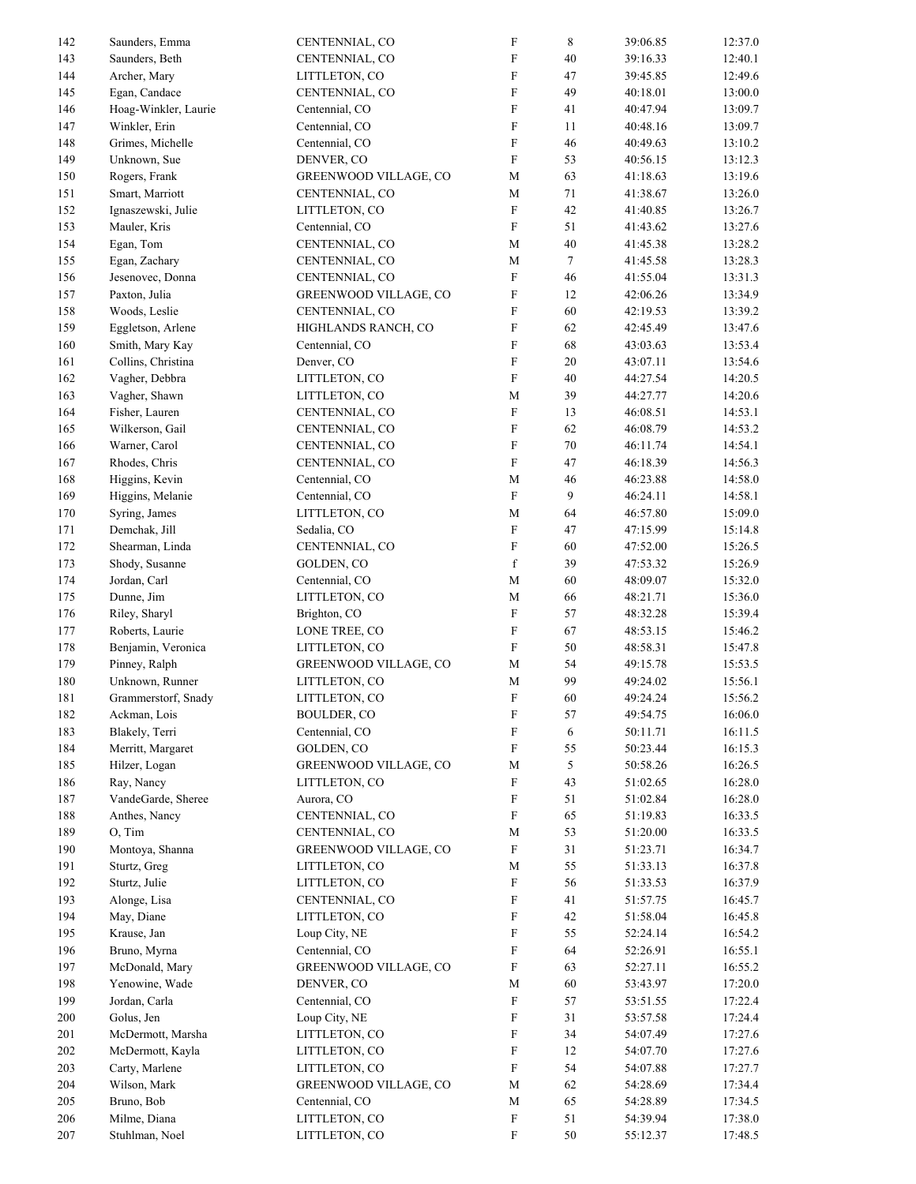| | | | | | | |
|---|---|---|---|---|---|---|
| 142 | Saunders, Emma | CENTENNIAL, CO | F | 8 | 39:06.85 | 12:37.0 |
| 143 | Saunders, Beth | CENTENNIAL, CO | F | 40 | 39:16.33 | 12:40.1 |
| 144 | Archer, Mary | LITTLETON, CO | F | 47 | 39:45.85 | 12:49.6 |
| 145 | Egan, Candace | CENTENNIAL, CO | F | 49 | 40:18.01 | 13:00.0 |
| 146 | Hoag-Winkler, Laurie | Centennial, CO | F | 41 | 40:47.94 | 13:09.7 |
| 147 | Winkler, Erin | Centennial, CO | F | 11 | 40:48.16 | 13:09.7 |
| 148 | Grimes, Michelle | Centennial, CO | F | 46 | 40:49.63 | 13:10.2 |
| 149 | Unknown, Sue | DENVER, CO | F | 53 | 40:56.15 | 13:12.3 |
| 150 | Rogers, Frank | GREENWOOD VILLAGE, CO | M | 63 | 41:18.63 | 13:19.6 |
| 151 | Smart, Marriott | CENTENNIAL, CO | M | 71 | 41:38.67 | 13:26.0 |
| 152 | Ignaszewski, Julie | LITTLETON, CO | F | 42 | 41:40.85 | 13:26.7 |
| 153 | Mauler, Kris | Centennial, CO | F | 51 | 41:43.62 | 13:27.6 |
| 154 | Egan, Tom | CENTENNIAL, CO | M | 40 | 41:45.38 | 13:28.2 |
| 155 | Egan, Zachary | CENTENNIAL, CO | M | 7 | 41:45.58 | 13:28.3 |
| 156 | Jesenovec, Donna | CENTENNIAL, CO | F | 46 | 41:55.04 | 13:31.3 |
| 157 | Paxton, Julia | GREENWOOD VILLAGE, CO | F | 12 | 42:06.26 | 13:34.9 |
| 158 | Woods, Leslie | CENTENNIAL, CO | F | 60 | 42:19.53 | 13:39.2 |
| 159 | Eggletson, Arlene | HIGHLANDS RANCH, CO | F | 62 | 42:45.49 | 13:47.6 |
| 160 | Smith, Mary Kay | Centennial, CO | F | 68 | 43:03.63 | 13:53.4 |
| 161 | Collins, Christina | Denver, CO | F | 20 | 43:07.11 | 13:54.6 |
| 162 | Vagher, Debbra | LITTLETON, CO | F | 40 | 44:27.54 | 14:20.5 |
| 163 | Vagher, Shawn | LITTLETON, CO | M | 39 | 44:27.77 | 14:20.6 |
| 164 | Fisher, Lauren | CENTENNIAL, CO | F | 13 | 46:08.51 | 14:53.1 |
| 165 | Wilkerson, Gail | CENTENNIAL, CO | F | 62 | 46:08.79 | 14:53.2 |
| 166 | Warner, Carol | CENTENNIAL, CO | F | 70 | 46:11.74 | 14:54.1 |
| 167 | Rhodes, Chris | CENTENNIAL, CO | F | 47 | 46:18.39 | 14:56.3 |
| 168 | Higgins, Kevin | Centennial, CO | M | 46 | 46:23.88 | 14:58.0 |
| 169 | Higgins, Melanie | Centennial, CO | F | 9 | 46:24.11 | 14:58.1 |
| 170 | Syring, James | LITTLETON, CO | M | 64 | 46:57.80 | 15:09.0 |
| 171 | Demchak, Jill | Sedalia, CO | F | 47 | 47:15.99 | 15:14.8 |
| 172 | Shearman, Linda | CENTENNIAL, CO | F | 60 | 47:52.00 | 15:26.5 |
| 173 | Shody, Susanne | GOLDEN, CO | f | 39 | 47:53.32 | 15:26.9 |
| 174 | Jordan, Carl | Centennial, CO | M | 60 | 48:09.07 | 15:32.0 |
| 175 | Dunne, Jim | LITTLETON, CO | M | 66 | 48:21.71 | 15:36.0 |
| 176 | Riley, Sharyl | Brighton, CO | F | 57 | 48:32.28 | 15:39.4 |
| 177 | Roberts, Laurie | LONE TREE, CO | F | 67 | 48:53.15 | 15:46.2 |
| 178 | Benjamin, Veronica | LITTLETON, CO | F | 50 | 48:58.31 | 15:47.8 |
| 179 | Pinney, Ralph | GREENWOOD VILLAGE, CO | M | 54 | 49:15.78 | 15:53.5 |
| 180 | Unknown, Runner | LITTLETON, CO | M | 99 | 49:24.02 | 15:56.1 |
| 181 | Grammerstorf, Snady | LITTLETON, CO | F | 60 | 49:24.24 | 15:56.2 |
| 182 | Ackman, Lois | BOULDER, CO | F | 57 | 49:54.75 | 16:06.0 |
| 183 | Blakely, Terri | Centennial, CO | F | 6 | 50:11.71 | 16:11.5 |
| 184 | Merritt, Margaret | GOLDEN, CO | F | 55 | 50:23.44 | 16:15.3 |
| 185 | Hilzer, Logan | GREENWOOD VILLAGE, CO | M | 5 | 50:58.26 | 16:26.5 |
| 186 | Ray, Nancy | LITTLETON, CO | F | 43 | 51:02.65 | 16:28.0 |
| 187 | VandeGarde, Sheree | Aurora, CO | F | 51 | 51:02.84 | 16:28.0 |
| 188 | Anthes, Nancy | CENTENNIAL, CO | F | 65 | 51:19.83 | 16:33.5 |
| 189 | O, Tim | CENTENNIAL, CO | M | 53 | 51:20.00 | 16:33.5 |
| 190 | Montoya, Shanna | GREENWOOD VILLAGE, CO | F | 31 | 51:23.71 | 16:34.7 |
| 191 | Sturtz, Greg | LITTLETON, CO | M | 55 | 51:33.13 | 16:37.8 |
| 192 | Sturtz, Julie | LITTLETON, CO | F | 56 | 51:33.53 | 16:37.9 |
| 193 | Alonge, Lisa | CENTENNIAL, CO | F | 41 | 51:57.75 | 16:45.7 |
| 194 | May, Diane | LITTLETON, CO | F | 42 | 51:58.04 | 16:45.8 |
| 195 | Krause, Jan | Loup City, NE | F | 55 | 52:24.14 | 16:54.2 |
| 196 | Bruno, Myrna | Centennial, CO | F | 64 | 52:26.91 | 16:55.1 |
| 197 | McDonald, Mary | GREENWOOD VILLAGE, CO | F | 63 | 52:27.11 | 16:55.2 |
| 198 | Yenowine, Wade | DENVER, CO | M | 60 | 53:43.97 | 17:20.0 |
| 199 | Jordan, Carla | Centennial, CO | F | 57 | 53:51.55 | 17:22.4 |
| 200 | Golus, Jen | Loup City, NE | F | 31 | 53:57.58 | 17:24.4 |
| 201 | McDermott, Marsha | LITTLETON, CO | F | 34 | 54:07.49 | 17:27.6 |
| 202 | McDermott, Kayla | LITTLETON, CO | F | 12 | 54:07.70 | 17:27.6 |
| 203 | Carty, Marlene | LITTLETON, CO | F | 54 | 54:07.88 | 17:27.7 |
| 204 | Wilson, Mark | GREENWOOD VILLAGE, CO | M | 62 | 54:28.69 | 17:34.4 |
| 205 | Bruno, Bob | Centennial, CO | M | 65 | 54:28.89 | 17:34.5 |
| 206 | Milme, Diana | LITTLETON, CO | F | 51 | 54:39.94 | 17:38.0 |
| 207 | Stuhlman, Noel | LITTLETON, CO | F | 50 | 55:12.37 | 17:48.5 |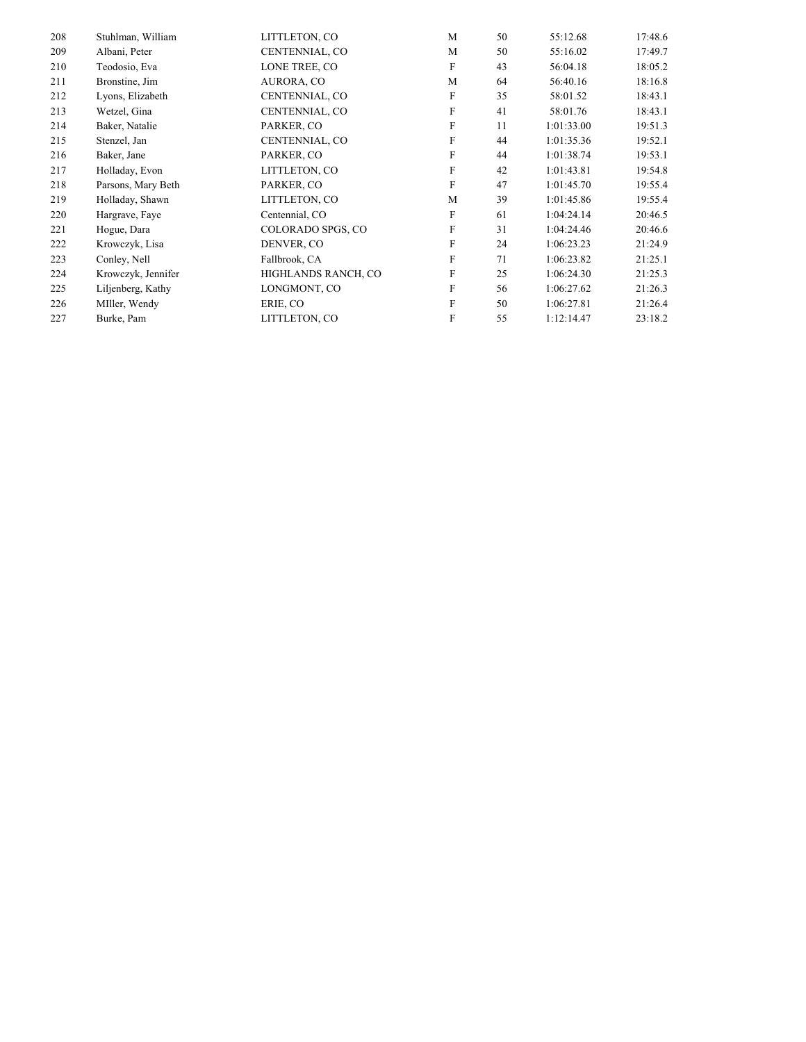| | | | | | | |
|---|---|---|---|---|---|---|
| 208 | Stuhlman, William | LITTLETON, CO | M | 50 | 55:12.68 | 17:48.6 |
| 209 | Albani, Peter | CENTENNIAL, CO | M | 50 | 55:16.02 | 17:49.7 |
| 210 | Teodosio, Eva | LONE TREE, CO | F | 43 | 56:04.18 | 18:05.2 |
| 211 | Bronstine, Jim | AURORA, CO | M | 64 | 56:40.16 | 18:16.8 |
| 212 | Lyons, Elizabeth | CENTENNIAL, CO | F | 35 | 58:01.52 | 18:43.1 |
| 213 | Wetzel, Gina | CENTENNIAL, CO | F | 41 | 58:01.76 | 18:43.1 |
| 214 | Baker, Natalie | PARKER, CO | F | 11 | 1:01:33.00 | 19:51.3 |
| 215 | Stenzel, Jan | CENTENNIAL, CO | F | 44 | 1:01:35.36 | 19:52.1 |
| 216 | Baker, Jane | PARKER, CO | F | 44 | 1:01:38.74 | 19:53.1 |
| 217 | Holladay, Evon | LITTLETON, CO | F | 42 | 1:01:43.81 | 19:54.8 |
| 218 | Parsons, Mary Beth | PARKER, CO | F | 47 | 1:01:45.70 | 19:55.4 |
| 219 | Holladay, Shawn | LITTLETON, CO | M | 39 | 1:01:45.86 | 19:55.4 |
| 220 | Hargrave, Faye | Centennial, CO | F | 61 | 1:04:24.14 | 20:46.5 |
| 221 | Hogue, Dara | COLORADO SPGS, CO | F | 31 | 1:04:24.46 | 20:46.6 |
| 222 | Krowczyk, Lisa | DENVER, CO | F | 24 | 1:06:23.23 | 21:24.9 |
| 223 | Conley, Nell | Fallbrook, CA | F | 71 | 1:06:23.82 | 21:25.1 |
| 224 | Krowczyk, Jennifer | HIGHLANDS RANCH, CO | F | 25 | 1:06:24.30 | 21:25.3 |
| 225 | Liljenberg, Kathy | LONGMONT, CO | F | 56 | 1:06:27.62 | 21:26.3 |
| 226 | MIller, Wendy | ERIE, CO | F | 50 | 1:06:27.81 | 21:26.4 |
| 227 | Burke, Pam | LITTLETON, CO | F | 55 | 1:12:14.47 | 23:18.2 |